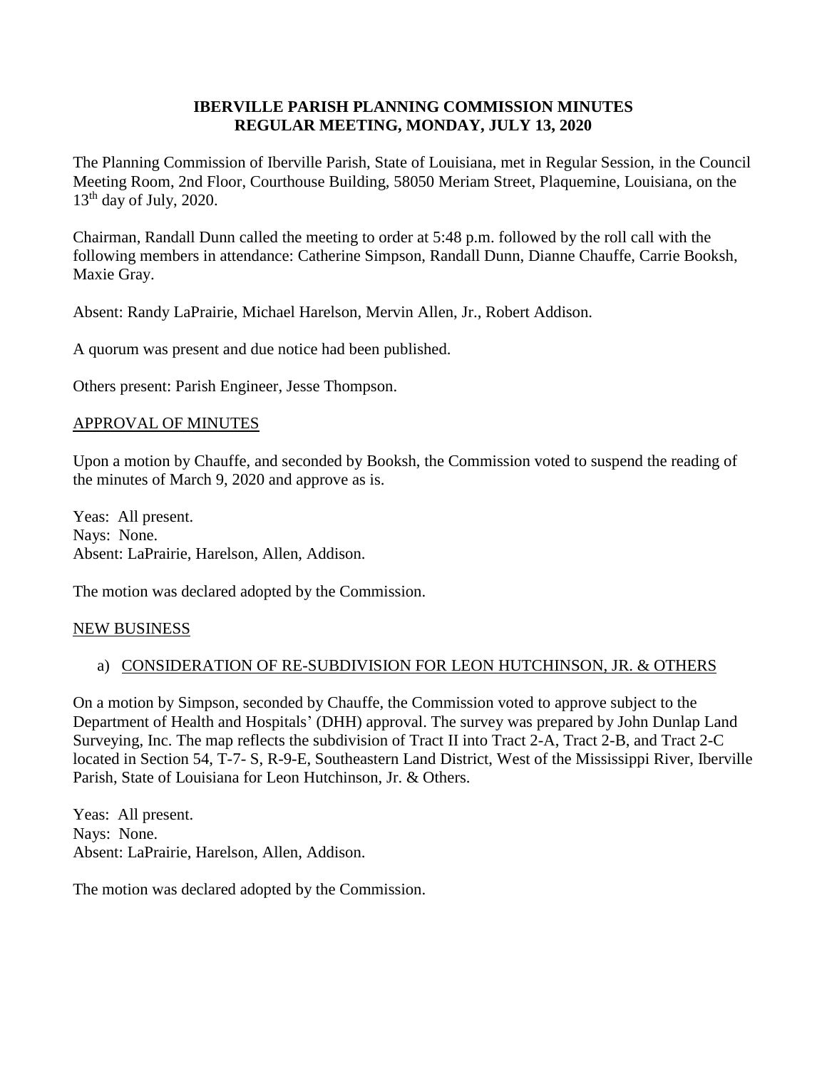**IBERVILLE PARISH PLANNING COMMISSION MINUTES**
**REGULAR MEETING, MONDAY, JULY 13, 2020**

The Planning Commission of Iberville Parish, State of Louisiana, met in Regular Session, in the Council Meeting Room, 2nd Floor, Courthouse Building, 58050 Meriam Street, Plaquemine, Louisiana, on the 13th day of July, 2020.

Chairman, Randall Dunn called the meeting to order at 5:48 p.m. followed by the roll call with the following members in attendance: Catherine Simpson, Randall Dunn, Dianne Chauffe, Carrie Booksh, Maxie Gray.

Absent: Randy LaPrairie, Michael Harelson, Mervin Allen, Jr., Robert Addison.

A quorum was present and due notice had been published.

Others present: Parish Engineer, Jesse Thompson.

<u>APPROVAL OF MINUTES</u>

Upon a motion by Chauffe, and seconded by Booksh, the Commission voted to suspend the reading of the minutes of March 9, 2020 and approve as is.

Yeas: All present.
Nays: None.
Absent: LaPrairie, Harelson, Allen, Addison.

The motion was declared adopted by the Commission.

<u>NEW BUSINESS</u>

a) <u>CONSIDERATION OF RE-SUBDIVISION FOR LEON HUTCHINSON, JR. & OTHERS</u>

On a motion by Simpson, seconded by Chauffe, the Commission voted to approve subject to the Department of Health and Hospitals' (DHH) approval. The survey was prepared by John Dunlap Land Surveying, Inc. The map reflects the subdivision of Tract II into Tract 2-A, Tract 2-B, and Tract 2-C located in Section 54, T-7- S, R-9-E, Southeastern Land District, West of the Mississippi River, Iberville Parish, State of Louisiana for Leon Hutchinson, Jr. & Others.

Yeas: All present.
Nays: None.
Absent: LaPrairie, Harelson, Allen, Addison.

The motion was declared adopted by the Commission.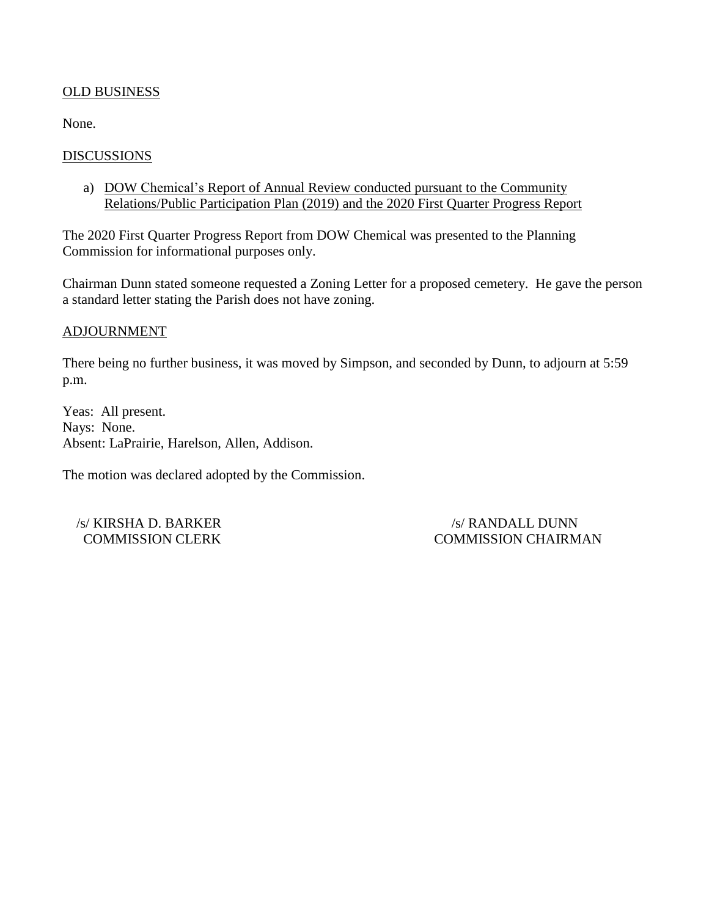## OLD BUSINESS

None.

## DISCUSSIONS

a) DOW Chemical's Report of Annual Review conducted pursuant to the Community Relations/Public Participation Plan (2019) and the 2020 First Quarter Progress Report

The 2020 First Quarter Progress Report from DOW Chemical was presented to the Planning Commission for informational purposes only.

Chairman Dunn stated someone requested a Zoning Letter for a proposed cemetery. He gave the person a standard letter stating the Parish does not have zoning.

## ADJOURNMENT

There being no further business, it was moved by Simpson, and seconded by Dunn, to adjourn at 5:59 p.m.

Yeas: All present.
Nays: None.
Absent: LaPrairie, Harelson, Allen, Addison.

The motion was declared adopted by the Commission.

/s/ KIRSHA D. BARKER
COMMISSION CLERK

/s/ RANDALL DUNN
COMMISSION CHAIRMAN